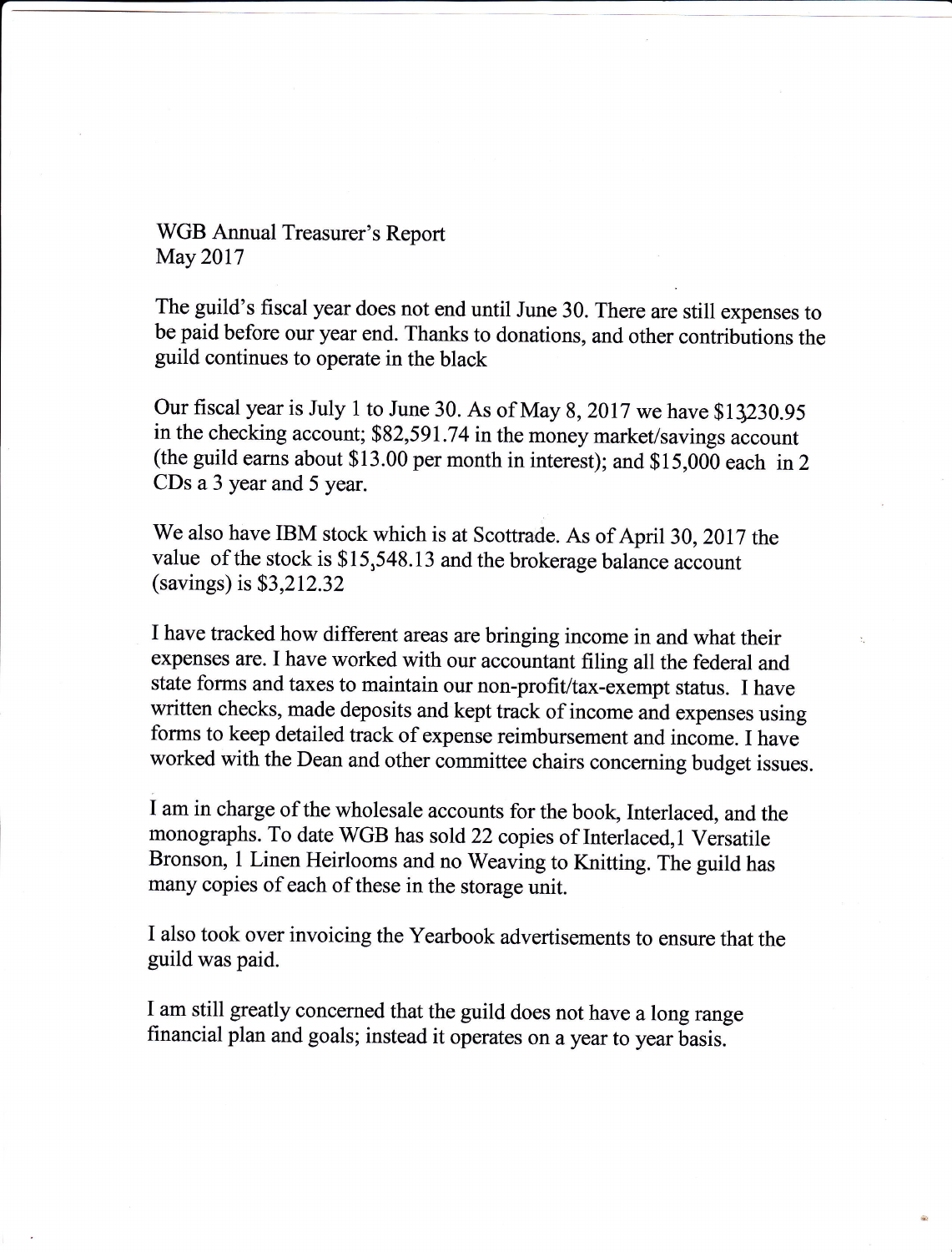WGB Annual Treasurer's Report
May 2017

The guild's fiscal year does not end until June 30. There are still expenses to be paid before our year end. Thanks to donations, and other contributions the guild continues to operate in the black

Our fiscal year is July 1 to June 30. As of May 8, 2017 we have $13,230.95 in the checking account; $82,591.74 in the money market/savings account (the guild earns about $13.00 per month in interest); and $15,000 each in 2 CDs a 3 year and 5 year.

We also have IBM stock which is at Scottrade. As of April 30, 2017 the value of the stock is $15,548.13 and the brokerage balance account (savings) is $3,212.32

I have tracked how different areas are bringing income in and what their expenses are. I have worked with our accountant filing all the federal and state forms and taxes to maintain our non-profit/tax-exempt status. I have written checks, made deposits and kept track of income and expenses using forms to keep detailed track of expense reimbursement and income. I have worked with the Dean and other committee chairs concerning budget issues.

I am in charge of the wholesale accounts for the book, Interlaced, and the monographs. To date WGB has sold 22 copies of Interlaced,1 Versatile Bronson, 1 Linen Heirlooms and no Weaving to Knitting. The guild has many copies of each of these in the storage unit.

I also took over invoicing the Yearbook advertisements to ensure that the guild was paid.

I am still greatly concerned that the guild does not have a long range financial plan and goals; instead it operates on a year to year basis.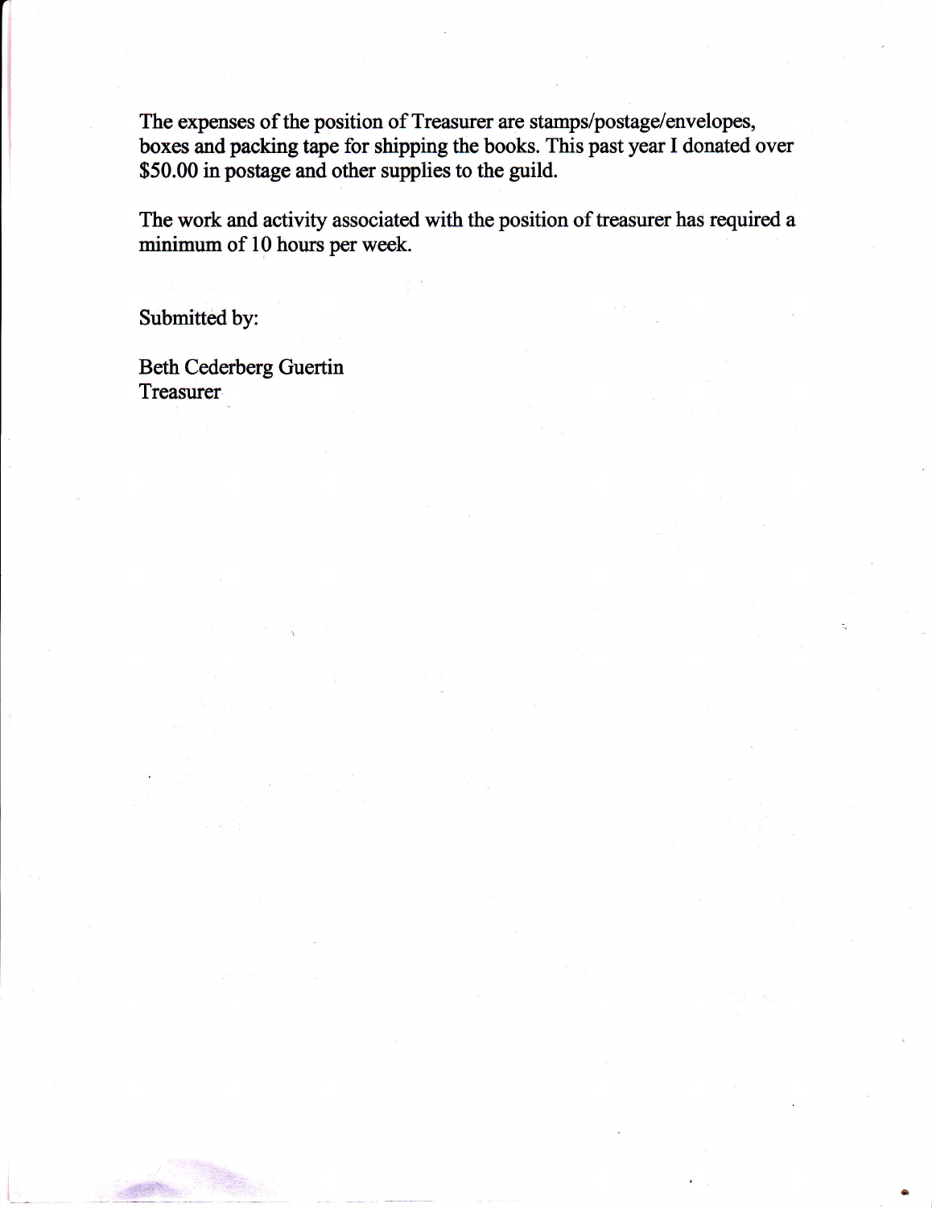The expenses of the position of Treasurer are stamps/postage/envelopes, boxes and packing tape for shipping the books. This past year I donated over $50.00 in postage and other supplies to the guild.

The work and activity associated with the position of treasurer has required a minimum of 10 hours per week.

Submitted by:

Beth Cederberg Guertin
Treasurer